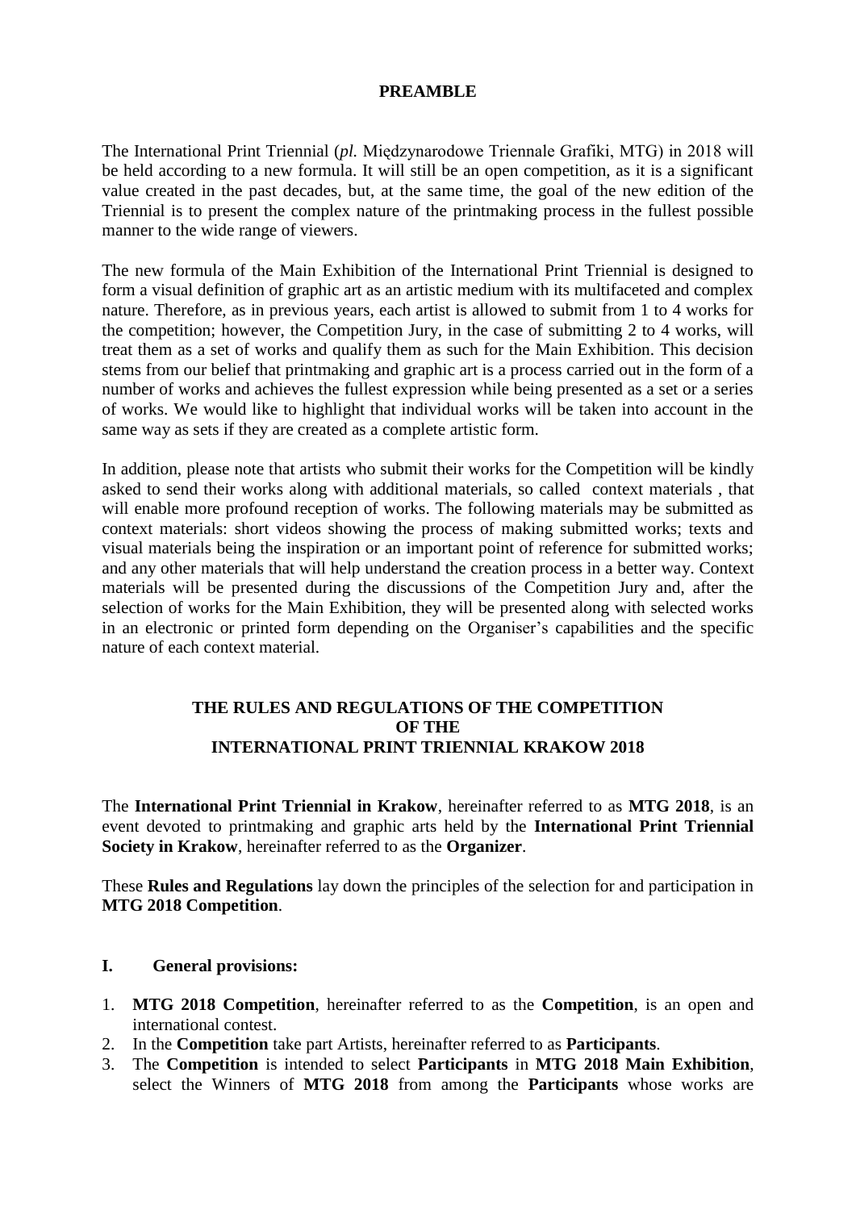# PREAMBLE

The International Print Triennial (*pl.* Międzynarodowe Triennale Grafiki, MTG) in 2018 will be held according to a new formula. It will still be an open competition, as it is a significant value created in the past decades, but, at the same time, the goal of the new edition of the Triennial is to present the complex nature of the printmaking process in the fullest possible manner to the wide range of viewers.

The new formula of the Main Exhibition of the International Print Triennial is designed to form a visual definition of graphic art as an artistic medium with its multifaceted and complex nature. Therefore, as in previous years, each artist is allowed to submit from 1 to 4 works for the competition; however, the Competition Jury, in the case of submitting 2 to 4 works, will treat them as a set of works and qualify them as such for the Main Exhibition. This decision stems from our belief that printmaking and graphic art is a process carried out in the form of a number of works and achieves the fullest expression while being presented as a set or a series of works. We would like to highlight that individual works will be taken into account in the same way as sets if they are created as a complete artistic form.

In addition, please note that artists who submit their works for the Competition will be kindly asked to send their works along with additional materials, so called context materials , that will enable more profound reception of works. The following materials may be submitted as context materials: short videos showing the process of making submitted works; texts and visual materials being the inspiration or an important point of reference for submitted works; and any other materials that will help understand the creation process in a better way. Context materials will be presented during the discussions of the Competition Jury and, after the selection of works for the Main Exhibition, they will be presented along with selected works in an electronic or printed form depending on the Organiser's capabilities and the specific nature of each context material.

## THE RULES AND REGULATIONS OF THE COMPETITION OF THE INTERNATIONAL PRINT TRIENNIAL KRAKOW 2018

The **International Print Triennial in Krakow**, hereinafter referred to as **MTG 2018**, is an event devoted to printmaking and graphic arts held by the **International Print Triennial Society in Krakow**, hereinafter referred to as the **Organizer**.

These **Rules and Regulations** lay down the principles of the selection for and participation in **MTG 2018 Competition**.

### I. General provisions:

1. **MTG 2018 Competition**, hereinafter referred to as the **Competition**, is an open and international contest.
2. In the **Competition** take part Artists, hereinafter referred to as **Participants**.
3. The **Competition** is intended to select **Participants** in **MTG 2018 Main Exhibition**, select the Winners of **MTG 2018** from among the **Participants** whose works are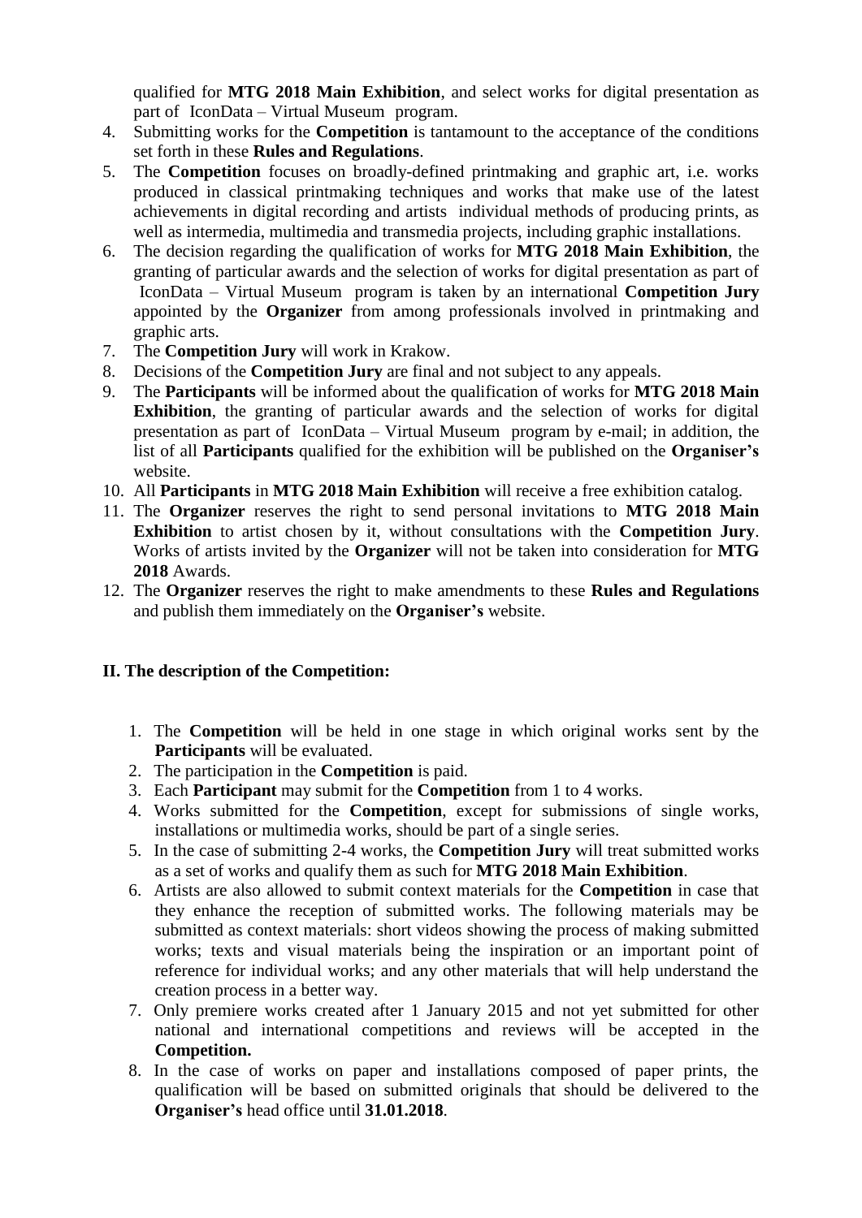qualified for **MTG 2018 Main Exhibition**, and select works for digital presentation as part of IconData – Virtual Museum program.

4. Submitting works for the **Competition** is tantamount to the acceptance of the conditions set forth in these **Rules and Regulations**.
5. The **Competition** focuses on broadly-defined printmaking and graphic art, i.e. works produced in classical printmaking techniques and works that make use of the latest achievements in digital recording and artists individual methods of producing prints, as well as intermedia, multimedia and transmedia projects, including graphic installations.
6. The decision regarding the qualification of works for **MTG 2018 Main Exhibition**, the granting of particular awards and the selection of works for digital presentation as part of IconData – Virtual Museum program is taken by an international **Competition Jury** appointed by the **Organizer** from among professionals involved in printmaking and graphic arts.
7. The **Competition Jury** will work in Krakow.
8. Decisions of the **Competition Jury** are final and not subject to any appeals.
9. The **Participants** will be informed about the qualification of works for **MTG 2018 Main Exhibition**, the granting of particular awards and the selection of works for digital presentation as part of IconData – Virtual Museum program by e-mail; in addition, the list of all **Participants** qualified for the exhibition will be published on the **Organiser's** website.
10. All **Participants** in **MTG 2018 Main Exhibition** will receive a free exhibition catalog.
11. The **Organizer** reserves the right to send personal invitations to **MTG 2018 Main Exhibition** to artist chosen by it, without consultations with the **Competition Jury**. Works of artists invited by the **Organizer** will not be taken into consideration for **MTG 2018** Awards.
12. The **Organizer** reserves the right to make amendments to these **Rules and Regulations** and publish them immediately on the **Organiser's** website.

## II. The description of the Competition:

1. The **Competition** will be held in one stage in which original works sent by the **Participants** will be evaluated.
2. The participation in the **Competition** is paid.
3. Each **Participant** may submit for the **Competition** from 1 to 4 works.
4. Works submitted for the **Competition**, except for submissions of single works, installations or multimedia works, should be part of a single series.
5. In the case of submitting 2-4 works, the **Competition Jury** will treat submitted works as a set of works and qualify them as such for **MTG 2018 Main Exhibition**.
6. Artists are also allowed to submit context materials for the **Competition** in case that they enhance the reception of submitted works. The following materials may be submitted as context materials: short videos showing the process of making submitted works; texts and visual materials being the inspiration or an important point of reference for individual works; and any other materials that will help understand the creation process in a better way.
7. Only premiere works created after 1 January 2015 and not yet submitted for other national and international competitions and reviews will be accepted in the **Competition.**
8. In the case of works on paper and installations composed of paper prints, the qualification will be based on submitted originals that should be delivered to the **Organiser's** head office until **31.01.2018**.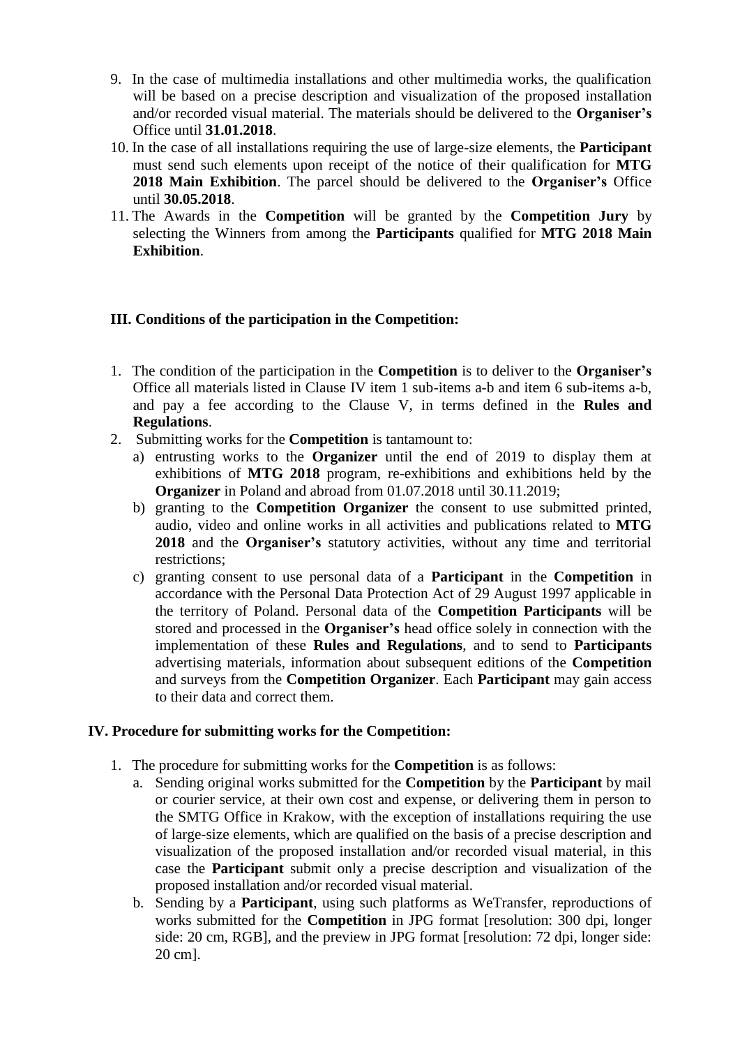9. In the case of multimedia installations and other multimedia works, the qualification will be based on a precise description and visualization of the proposed installation and/or recorded visual material. The materials should be delivered to the **Organiser's** Office until **31.01.2018**.
10. In the case of all installations requiring the use of large-size elements, the **Participant** must send such elements upon receipt of the notice of their qualification for **MTG 2018 Main Exhibition**. The parcel should be delivered to the **Organiser's** Office until **30.05.2018**.
11. The Awards in the **Competition** will be granted by the **Competition Jury** by selecting the Winners from among the **Participants** qualified for **MTG 2018 Main Exhibition**.

### III. Conditions of the participation in the Competition:

1. The condition of the participation in the **Competition** is to deliver to the **Organiser's** Office all materials listed in Clause IV item 1 sub-items a-b and item 6 sub-items a-b, and pay a fee according to the Clause V, in terms defined in the **Rules and Regulations**.
2. Submitting works for the **Competition** is tantamount to:
   a) entrusting works to the **Organizer** until the end of 2019 to display them at exhibitions of **MTG 2018** program, re-exhibitions and exhibitions held by the **Organizer** in Poland and abroad from 01.07.2018 until 30.11.2019;
   b) granting to the **Competition Organizer** the consent to use submitted printed, audio, video and online works in all activities and publications related to **MTG 2018** and the **Organiser's** statutory activities, without any time and territorial restrictions;
   c) granting consent to use personal data of a **Participant** in the **Competition** in accordance with the Personal Data Protection Act of 29 August 1997 applicable in the territory of Poland. Personal data of the **Competition Participants** will be stored and processed in the **Organiser's** head office solely in connection with the implementation of these **Rules and Regulations**, and to send to **Participants** advertising materials, information about subsequent editions of the **Competition** and surveys from the **Competition Organizer**. Each **Participant** may gain access to their data and correct them.

### IV. Procedure for submitting works for the Competition:

1. The procedure for submitting works for the **Competition** is as follows:
   a. Sending original works submitted for the **Competition** by the **Participant** by mail or courier service, at their own cost and expense, or delivering them in person to the SMTG Office in Krakow, with the exception of installations requiring the use of large-size elements, which are qualified on the basis of a precise description and visualization of the proposed installation and/or recorded visual material, in this case the **Participant** submit only a precise description and visualization of the proposed installation and/or recorded visual material.
   b. Sending by a **Participant**, using such platforms as WeTransfer, reproductions of works submitted for the **Competition** in JPG format [resolution: 300 dpi, longer side: 20 cm, RGB], and the preview in JPG format [resolution: 72 dpi, longer side: 20 cm].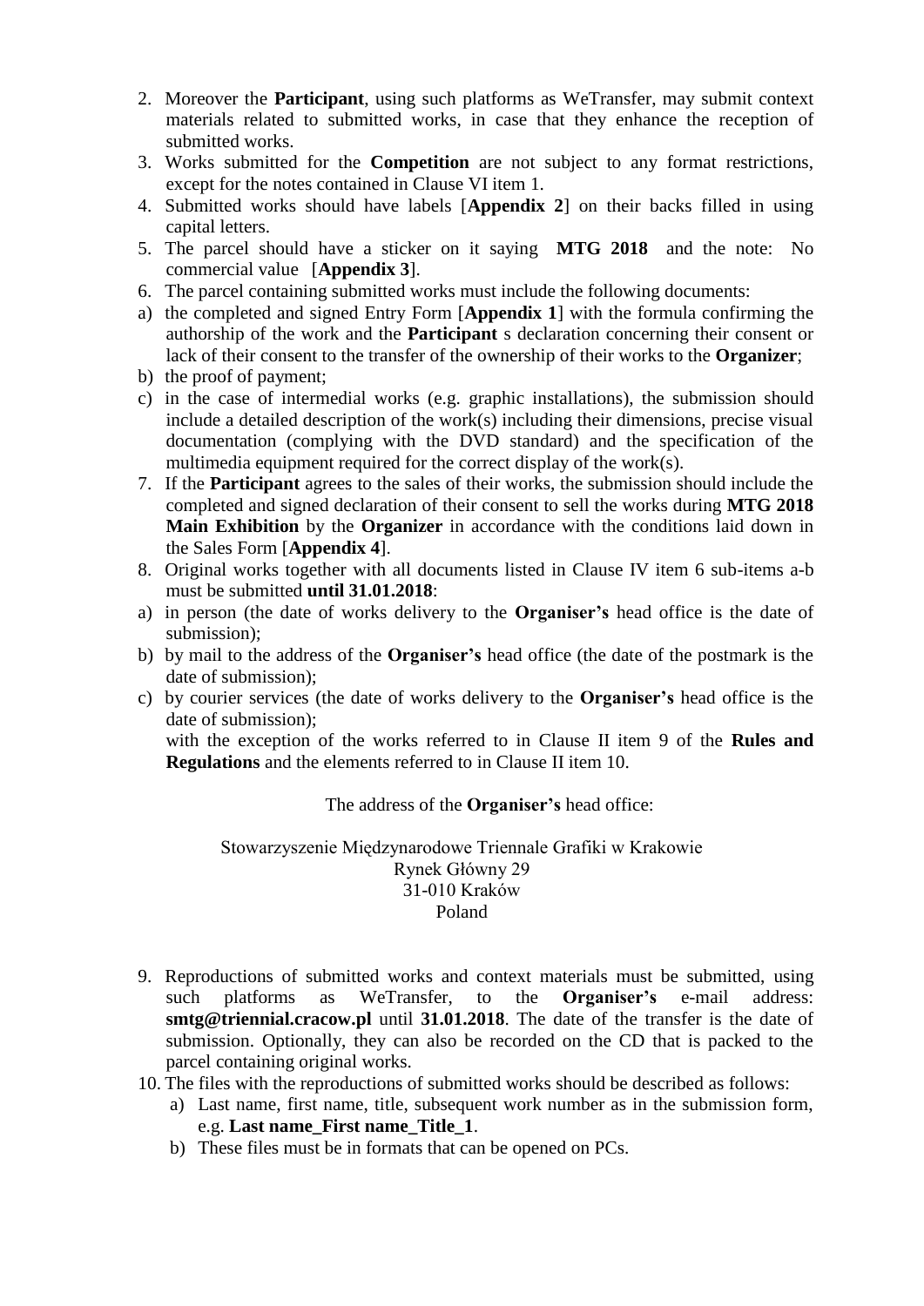2. Moreover the **Participant**, using such platforms as WeTransfer, may submit context materials related to submitted works, in case that they enhance the reception of submitted works.
3. Works submitted for the **Competition** are not subject to any format restrictions, except for the notes contained in Clause VI item 1.
4. Submitted works should have labels [**Appendix 2**] on their backs filled in using capital letters.
5. The parcel should have a sticker on it saying **MTG 2018** and the note: No commercial value [**Appendix 3**].
6. The parcel containing submitted works must include the following documents:

a) the completed and signed Entry Form [**Appendix 1**] with the formula confirming the authorship of the work and the **Participant** s declaration concerning their consent or lack of their consent to the transfer of the ownership of their works to the **Organizer**;

b) the proof of payment;

c) in the case of intermedial works (e.g. graphic installations), the submission should include a detailed description of the work(s) including their dimensions, precise visual documentation (complying with the DVD standard) and the specification of the multimedia equipment required for the correct display of the work(s).

7. If the **Participant** agrees to the sales of their works, the submission should include the completed and signed declaration of their consent to sell the works during **MTG 2018 Main Exhibition** by the **Organizer** in accordance with the conditions laid down in the Sales Form [**Appendix 4**].
8. Original works together with all documents listed in Clause IV item 6 sub-items a-b must be submitted **until 31.01.2018**:

a) in person (the date of works delivery to the **Organiser's** head office is the date of submission);

b) by mail to the address of the **Organiser's** head office (the date of the postmark is the date of submission);

c) by courier services (the date of works delivery to the **Organiser's** head office is the date of submission);

with the exception of the works referred to in Clause II item 9 of the **Rules and Regulations** and the elements referred to in Clause II item 10.

The address of the **Organiser's** head office:

Stowarzyszenie Międzynarodowe Triennale Grafiki w Krakowie
Rynek Główny 29
31-010 Kraków
Poland

9. Reproductions of submitted works and context materials must be submitted, using such platforms as WeTransfer, to the **Organiser's** e-mail address: **smtg@triennial.cracow.pl** until **31.01.2018**. The date of the transfer is the date of submission. Optionally, they can also be recorded on the CD that is packed to the parcel containing original works.
10. The files with the reproductions of submitted works should be described as follows:
    a) Last name, first name, title, subsequent work number as in the submission form, e.g. **Last name_First name_Title_1**.
    b) These files must be in formats that can be opened on PCs.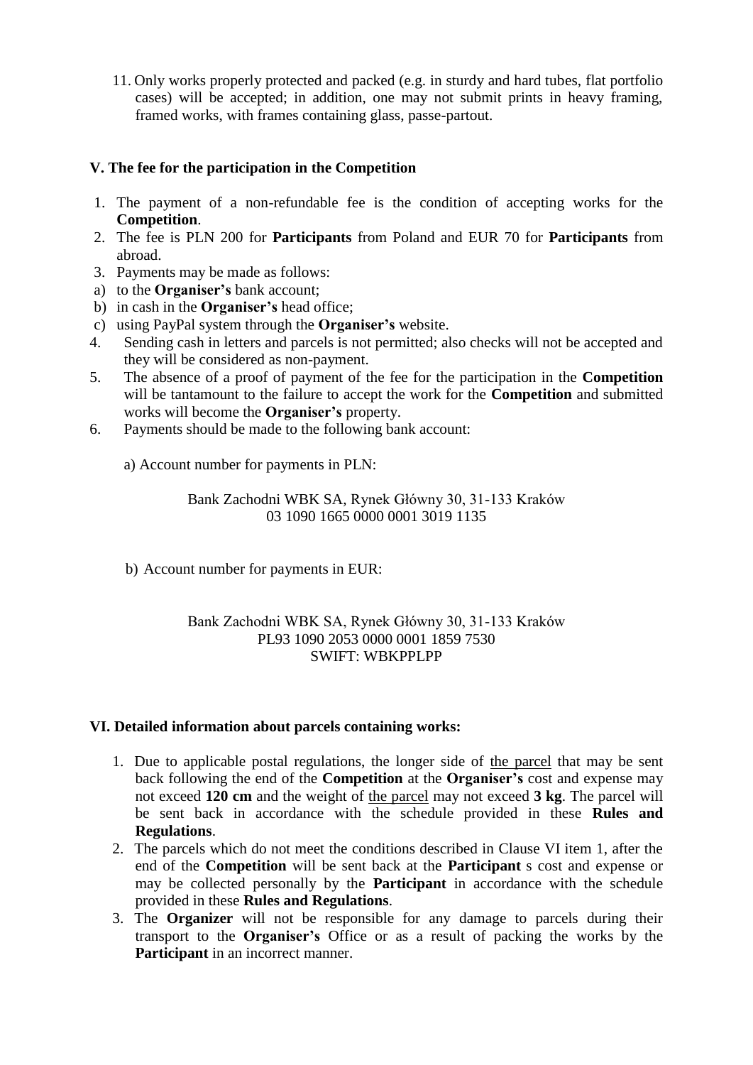11. Only works properly protected and packed (e.g. in sturdy and hard tubes, flat portfolio cases) will be accepted; in addition, one may not submit prints in heavy framing, framed works, with frames containing glass, passe-partout.

## V. The fee for the participation in the Competition

1. The payment of a non-refundable fee is the condition of accepting works for the **Competition**.
2. The fee is PLN 200 for **Participants** from Poland and EUR 70 for **Participants** from abroad.
3. Payments may be made as follows:
   a) to the **Organiser's** bank account;
   b) in cash in the **Organiser's** head office;
   c) using PayPal system through the **Organiser's** website.
4. Sending cash in letters and parcels is not permitted; also checks will not be accepted and they will be considered as non-payment.
5. The absence of a proof of payment of the fee for the participation in the **Competition** will be tantamount to the failure to accept the work for the **Competition** and submitted works will become the **Organiser's** property.
6. Payments should be made to the following bank account:

   a) Account number for payments in PLN:

   Bank Zachodni WBK SA, Rynek Główny 30, 31-133 Kraków
   03 1090 1665 0000 0001 3019 1135

   b) Account number for payments in EUR:

   Bank Zachodni WBK SA, Rynek Główny 30, 31-133 Kraków
   PL93 1090 2053 0000 0001 1859 7530
   SWIFT: WBKPPLPP

## VI. Detailed information about parcels containing works:

1. Due to applicable postal regulations, the longer side of the parcel that may be sent back following the end of the **Competition** at the **Organiser's** cost and expense may not exceed **120 cm** and the weight of the parcel may not exceed **3 kg**. The parcel will be sent back in accordance with the schedule provided in these **Rules and Regulations**.
2. The parcels which do not meet the conditions described in Clause VI item 1, after the end of the **Competition** will be sent back at the **Participant** s cost and expense or may be collected personally by the **Participant** in accordance with the schedule provided in these **Rules and Regulations**.
3. The **Organizer** will not be responsible for any damage to parcels during their transport to the **Organiser's** Office or as a result of packing the works by the **Participant** in an incorrect manner.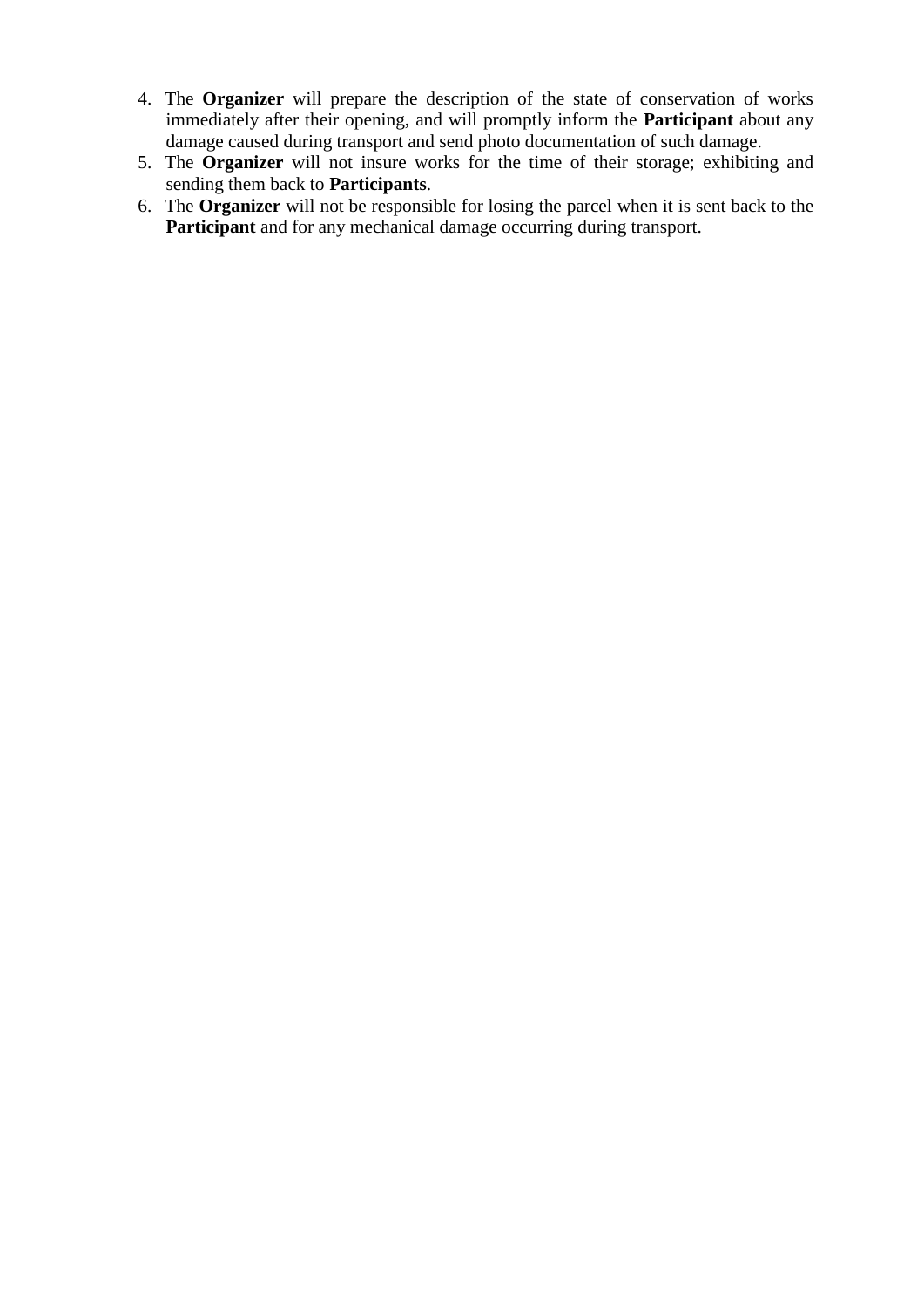4. The **Organizer** will prepare the description of the state of conservation of works immediately after their opening, and will promptly inform the **Participant** about any damage caused during transport and send photo documentation of such damage.
5. The **Organizer** will not insure works for the time of their storage; exhibiting and sending them back to **Participants**.
6. The **Organizer** will not be responsible for losing the parcel when it is sent back to the **Participant** and for any mechanical damage occurring during transport.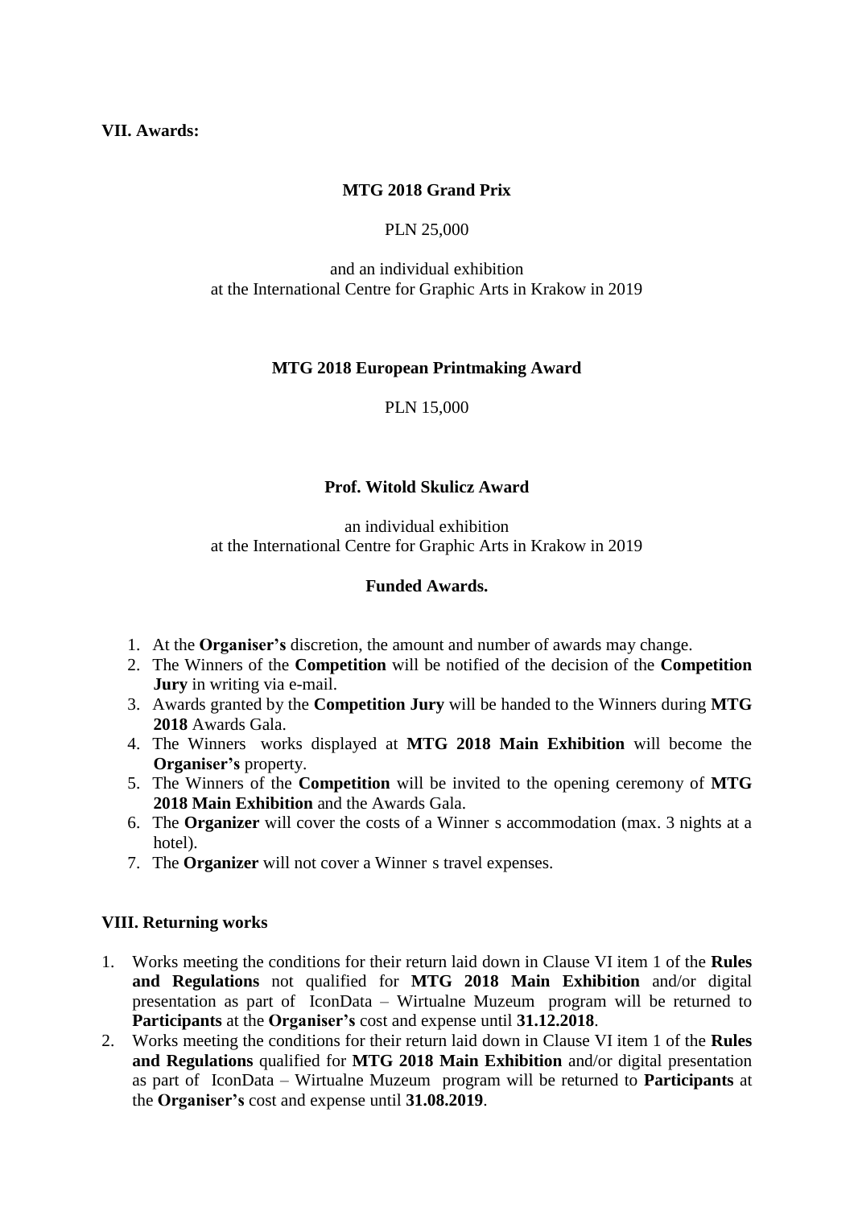## VII. Awards:

**MTG 2018 Grand Prix**

PLN 25,000

and an individual exhibition
at the International Centre for Graphic Arts in Krakow in 2019

**MTG 2018 European Printmaking Award**

PLN 15,000

**Prof. Witold Skulicz Award**

an individual exhibition
at the International Centre for Graphic Arts in Krakow in 2019

**Funded Awards.**

1. At the **Organiser's** discretion, the amount and number of awards may change.
2. The Winners of the **Competition** will be notified of the decision of the **Competition Jury** in writing via e-mail.
3. Awards granted by the **Competition Jury** will be handed to the Winners during **MTG 2018** Awards Gala.
4. The Winners works displayed at **MTG 2018 Main Exhibition** will become the **Organiser's** property.
5. The Winners of the **Competition** will be invited to the opening ceremony of **MTG 2018 Main Exhibition** and the Awards Gala.
6. The **Organizer** will cover the costs of a Winner s accommodation (max. 3 nights at a hotel).
7. The **Organizer** will not cover a Winner s travel expenses.

## VIII. Returning works

1. Works meeting the conditions for their return laid down in Clause VI item 1 of the **Rules and Regulations** not qualified for **MTG 2018 Main Exhibition** and/or digital presentation as part of IconData – Wirtualne Muzeum program will be returned to **Participants** at the **Organiser's** cost and expense until **31.12.2018**.
2. Works meeting the conditions for their return laid down in Clause VI item 1 of the **Rules and Regulations** qualified for **MTG 2018 Main Exhibition** and/or digital presentation as part of IconData – Wirtualne Muzeum program will be returned to **Participants** at the **Organiser's** cost and expense until **31.08.2019**.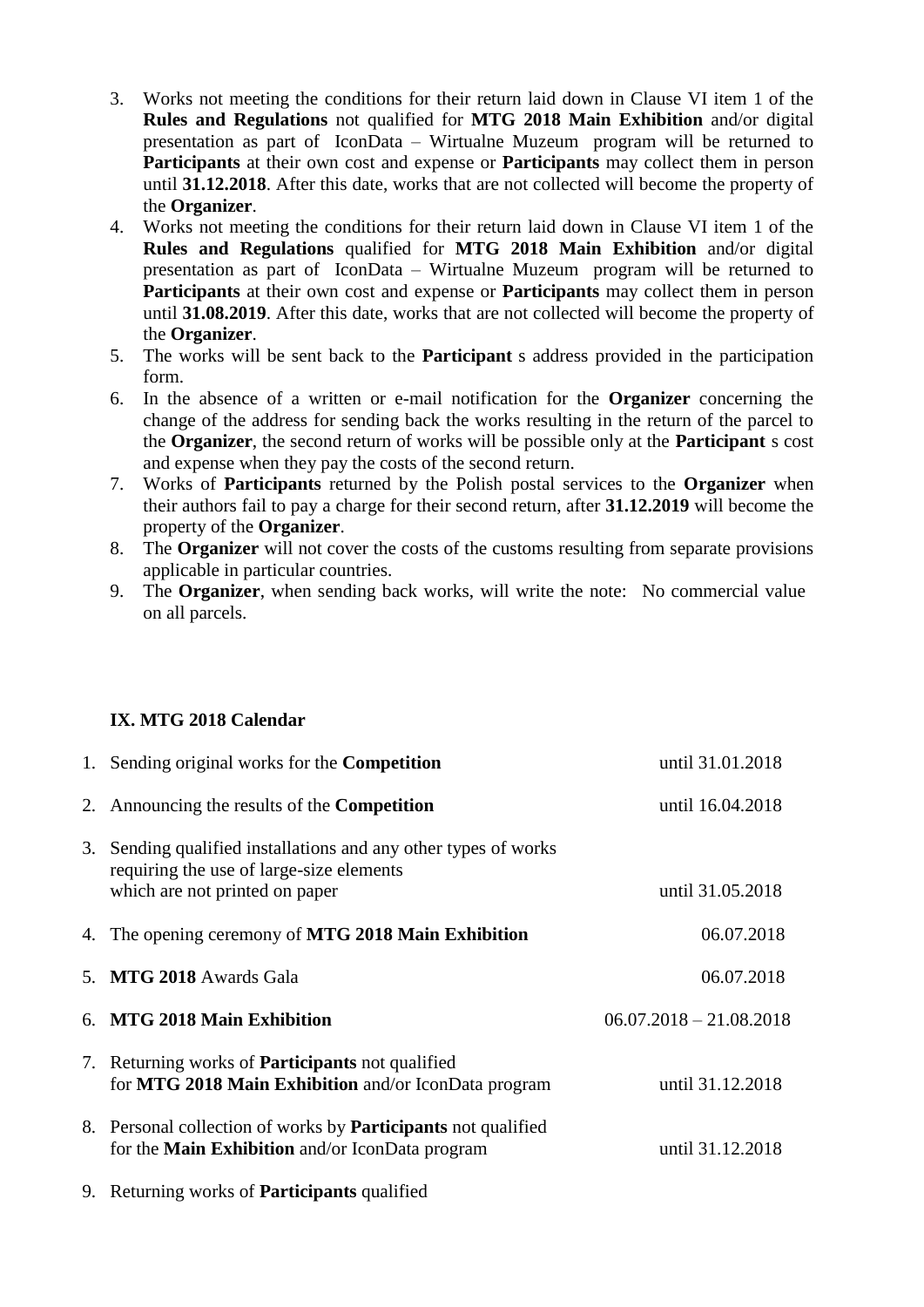3. Works not meeting the conditions for their return laid down in Clause VI item 1 of the **Rules and Regulations** not qualified for **MTG 2018 Main Exhibition** and/or digital presentation as part of IconData – Wirtualne Muzeum program will be returned to **Participants** at their own cost and expense or **Participants** may collect them in person until **31.12.2018**. After this date, works that are not collected will become the property of the **Organizer**.
4. Works not meeting the conditions for their return laid down in Clause VI item 1 of the **Rules and Regulations** qualified for **MTG 2018 Main Exhibition** and/or digital presentation as part of IconData – Wirtualne Muzeum program will be returned to **Participants** at their own cost and expense or **Participants** may collect them in person until **31.08.2019**. After this date, works that are not collected will become the property of the **Organizer**.
5. The works will be sent back to the **Participant** s address provided in the participation form.
6. In the absence of a written or e-mail notification for the **Organizer** concerning the change of the address for sending back the works resulting in the return of the parcel to the **Organizer**, the second return of works will be possible only at the **Participant** s cost and expense when they pay the costs of the second return.
7. Works of **Participants** returned by the Polish postal services to the **Organizer** when their authors fail to pay a charge for their second return, after **31.12.2019** will become the property of the **Organizer**.
8. The **Organizer** will not cover the costs of the customs resulting from separate provisions applicable in particular countries.
9. The **Organizer**, when sending back works, will write the note: No commercial value on all parcels.

## IX. MTG 2018 Calendar

| | |
|---|---|
| 1. Sending original works for the **Competition** | until 31.01.2018 |
| 2. Announcing the results of the **Competition** | until 16.04.2018 |
| 3. Sending qualified installations and any other types of works requiring the use of large-size elements which are not printed on paper | until 31.05.2018 |
| 4. The opening ceremony of **MTG 2018 Main Exhibition** | 06.07.2018 |
| 5. **MTG 2018** Awards Gala | 06.07.2018 |
| 6. **MTG 2018 Main Exhibition** | 06.07.2018 – 21.08.2018 |
| 7. Returning works of **Participants** not qualified for **MTG 2018 Main Exhibition** and/or IconData program | until 31.12.2018 |
| 8. Personal collection of works by **Participants** not qualified for the **Main Exhibition** and/or IconData program | until 31.12.2018 |
| 9. Returning works of **Participants** qualified | |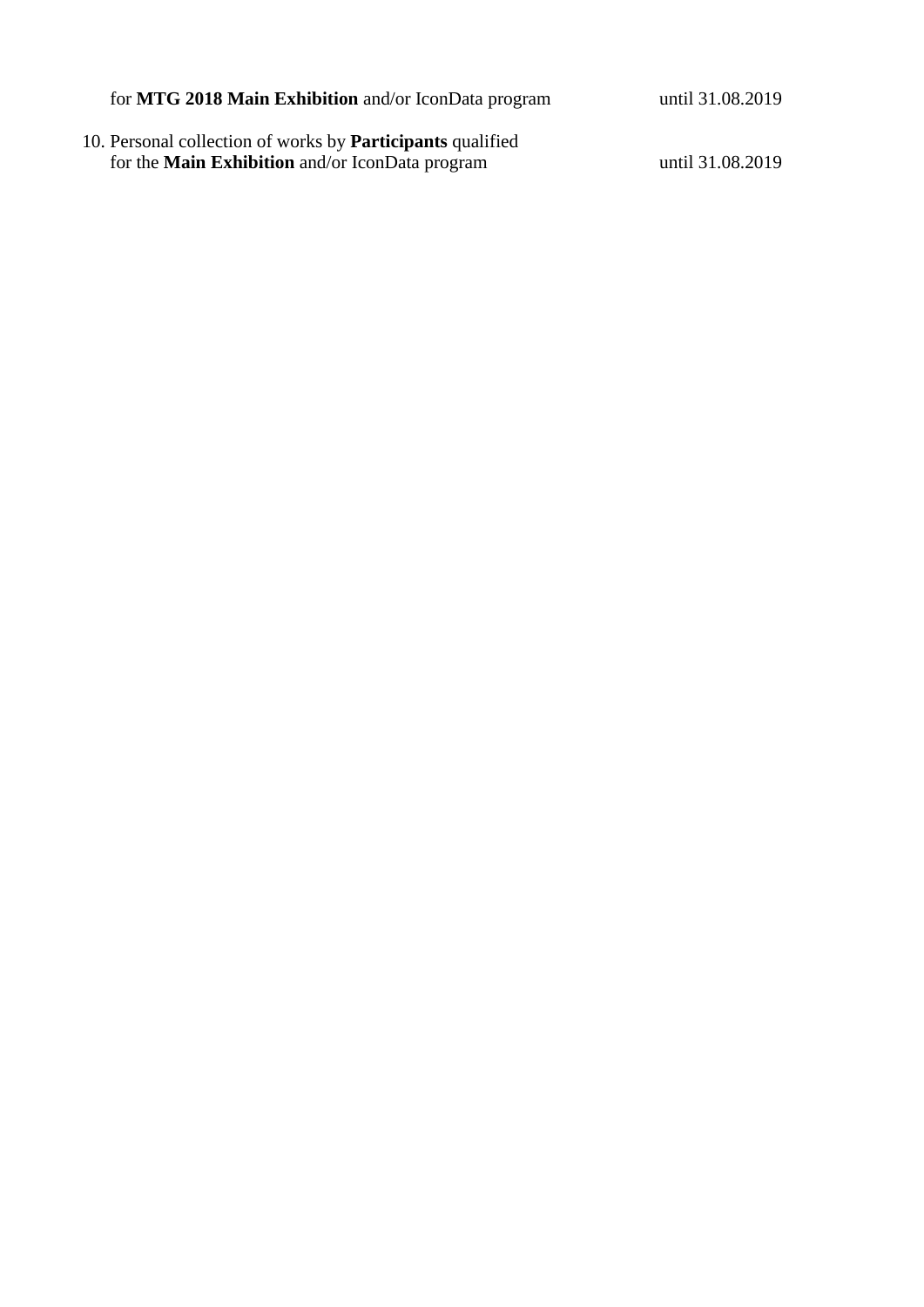for **MTG 2018 Main Exhibition** and/or IconData program until 31.08.2019

10. Personal collection of works by **Participants** qualified for the **Main Exhibition** and/or IconData program until 31.08.2019